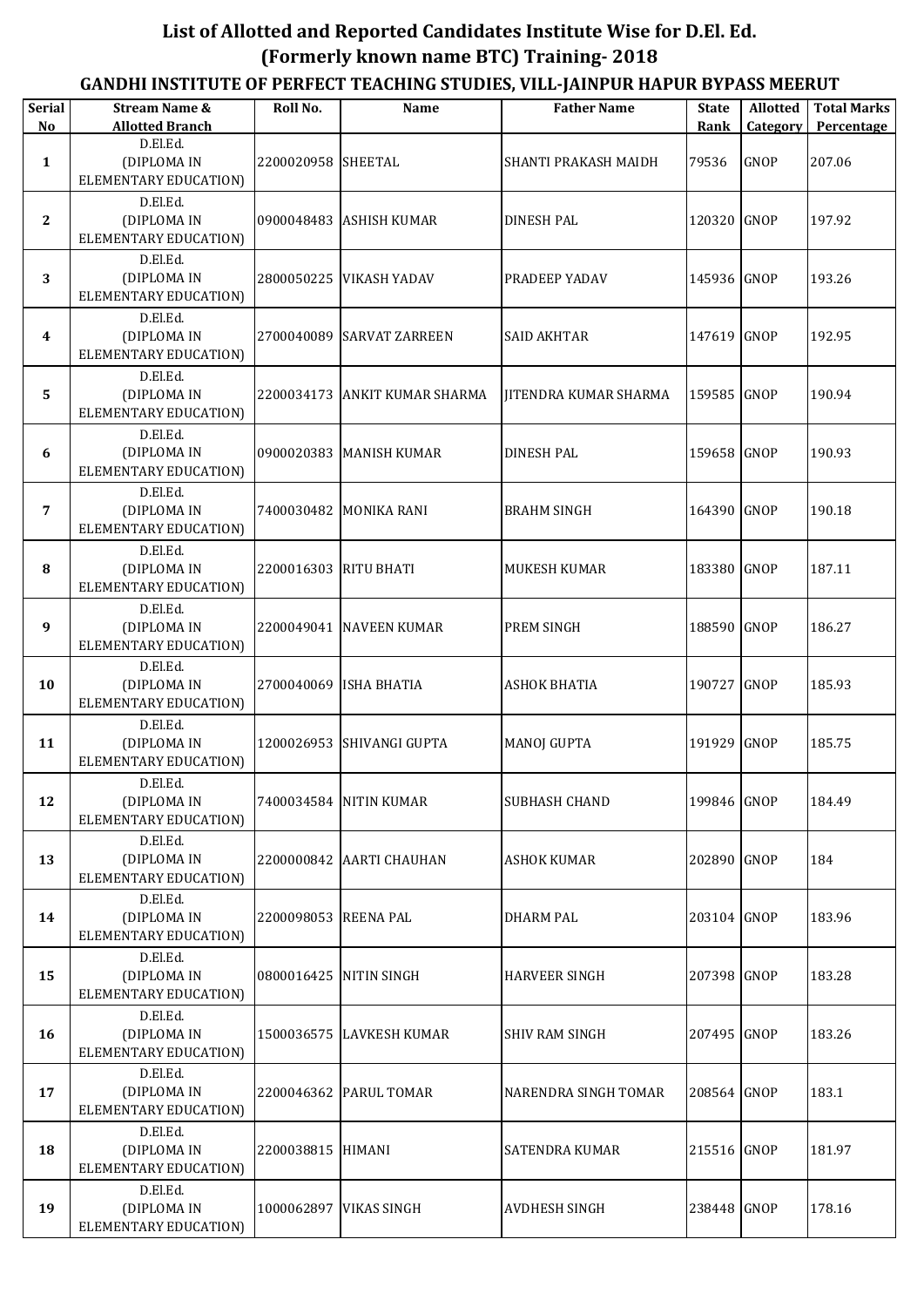# List of Allotted and Reported Candidates Institute Wise for D.El. Ed. (Formerly known name BTC) Training- 2018

## GANDHI INSTITUTE OF PERFECT TEACHING STUDIES, VILL-JAINPUR HAPUR BYPASS MEERUT

| Serial No | Stream Name & Allotted Branch | Roll No. | Name | Father Name | State Rank | Allotted Category | Total Marks Percentage |
|---|---|---|---|---|---|---|---|
| 1 | D.El.Ed. (DIPLOMA IN ELEMENTARY EDUCATION) | 2200020958 | SHEETAL | SHANTI PRAKASH MAIDH | 79536 | GNOP | 207.06 |
| 2 | D.El.Ed. (DIPLOMA IN ELEMENTARY EDUCATION) | 0900048483 | ASHISH KUMAR | DINESH PAL | 120320 | GNOP | 197.92 |
| 3 | D.El.Ed. (DIPLOMA IN ELEMENTARY EDUCATION) | 2800050225 | VIKASH YADAV | PRADEEP YADAV | 145936 | GNOP | 193.26 |
| 4 | D.El.Ed. (DIPLOMA IN ELEMENTARY EDUCATION) | 2700040089 | SARVAT ZARREEN | SAID AKHTAR | 147619 | GNOP | 192.95 |
| 5 | D.El.Ed. (DIPLOMA IN ELEMENTARY EDUCATION) | 2200034173 | ANKIT KUMAR SHARMA | JITENDRA KUMAR SHARMA | 159585 | GNOP | 190.94 |
| 6 | D.El.Ed. (DIPLOMA IN ELEMENTARY EDUCATION) | 0900020383 | MANISH KUMAR | DINESH PAL | 159658 | GNOP | 190.93 |
| 7 | D.El.Ed. (DIPLOMA IN ELEMENTARY EDUCATION) | 7400030482 | MONIKA RANI | BRAHM SINGH | 164390 | GNOP | 190.18 |
| 8 | D.El.Ed. (DIPLOMA IN ELEMENTARY EDUCATION) | 2200016303 | RITU BHATI | MUKESH KUMAR | 183380 | GNOP | 187.11 |
| 9 | D.El.Ed. (DIPLOMA IN ELEMENTARY EDUCATION) | 2200049041 | NAVEEN KUMAR | PREM SINGH | 188590 | GNOP | 186.27 |
| 10 | D.El.Ed. (DIPLOMA IN ELEMENTARY EDUCATION) | 2700040069 | ISHA BHATIA | ASHOK BHATIA | 190727 | GNOP | 185.93 |
| 11 | D.El.Ed. (DIPLOMA IN ELEMENTARY EDUCATION) | 1200026953 | SHIVANGI GUPTA | MANOJ GUPTA | 191929 | GNOP | 185.75 |
| 12 | D.El.Ed. (DIPLOMA IN ELEMENTARY EDUCATION) | 7400034584 | NITIN KUMAR | SUBHASH CHAND | 199846 | GNOP | 184.49 |
| 13 | D.El.Ed. (DIPLOMA IN ELEMENTARY EDUCATION) | 2200000842 | AARTI CHAUHAN | ASHOK KUMAR | 202890 | GNOP | 184 |
| 14 | D.El.Ed. (DIPLOMA IN ELEMENTARY EDUCATION) | 2200098053 | REENA PAL | DHARM PAL | 203104 | GNOP | 183.96 |
| 15 | D.El.Ed. (DIPLOMA IN ELEMENTARY EDUCATION) | 0800016425 | NITIN SINGH | HARVEER SINGH | 207398 | GNOP | 183.28 |
| 16 | D.El.Ed. (DIPLOMA IN ELEMENTARY EDUCATION) | 1500036575 | LAVKESH KUMAR | SHIV RAM SINGH | 207495 | GNOP | 183.26 |
| 17 | D.El.Ed. (DIPLOMA IN ELEMENTARY EDUCATION) | 2200046362 | PARUL TOMAR | NARENDRA SINGH TOMAR | 208564 | GNOP | 183.1 |
| 18 | D.El.Ed. (DIPLOMA IN ELEMENTARY EDUCATION) | 2200038815 | HIMANI | SATENDRA KUMAR | 215516 | GNOP | 181.97 |
| 19 | D.El.Ed. (DIPLOMA IN ELEMENTARY EDUCATION) | 1000062897 | VIKAS SINGH | AVDHESH SINGH | 238448 | GNOP | 178.16 |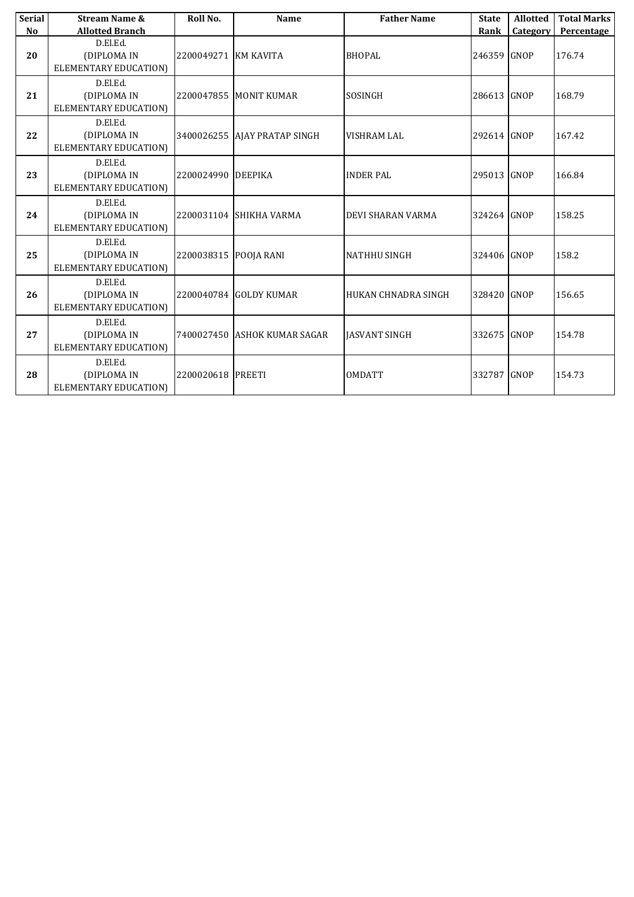| Serial No | Stream Name & Allotted Branch | Roll No. | Name | Father Name | State Rank | Allotted Category | Total Marks Percentage |
|---|---|---|---|---|---|---|---|
| 20 | D.El.Ed. (DIPLOMA IN ELEMENTARY EDUCATION) | 2200049271 | KM KAVITA | BHOPAL | 246359 | GNOP | 176.74 |
| 21 | D.El.Ed. (DIPLOMA IN ELEMENTARY EDUCATION) | 2200047855 | MONIT KUMAR | SOSINGH | 286613 | GNOP | 168.79 |
| 22 | D.El.Ed. (DIPLOMA IN ELEMENTARY EDUCATION) | 3400026255 | AJAY PRATAP SINGH | VISHRAM LAL | 292614 | GNOP | 167.42 |
| 23 | D.El.Ed. (DIPLOMA IN ELEMENTARY EDUCATION) | 2200024990 | DEEPIKA | INDER PAL | 295013 | GNOP | 166.84 |
| 24 | D.El.Ed. (DIPLOMA IN ELEMENTARY EDUCATION) | 2200031104 | SHIKHA VARMA | DEVI SHARAN VARMA | 324264 | GNOP | 158.25 |
| 25 | D.El.Ed. (DIPLOMA IN ELEMENTARY EDUCATION) | 2200038315 | POOJA RANI | NATHHU SINGH | 324406 | GNOP | 158.2 |
| 26 | D.El.Ed. (DIPLOMA IN ELEMENTARY EDUCATION) | 2200040784 | GOLDY KUMAR | HUKAN CHNADRA SINGH | 328420 | GNOP | 156.65 |
| 27 | D.El.Ed. (DIPLOMA IN ELEMENTARY EDUCATION) | 7400027450 | ASHOK KUMAR SAGAR | JASVANT SINGH | 332675 | GNOP | 154.78 |
| 28 | D.El.Ed. (DIPLOMA IN ELEMENTARY EDUCATION) | 2200020618 | PREETI | OMDATT | 332787 | GNOP | 154.73 |